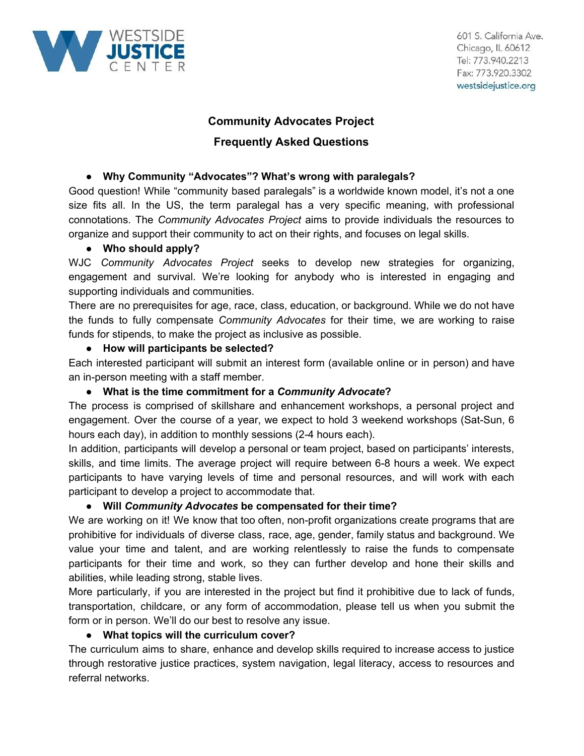WESTSIDE JUSTICE CENTER

601 S. California Ave.
Chicago, IL 60612
Tel: 773.940.2213
Fax: 773.920.3302
westsidejustice.org

## Community Advocates Project

## Frequently Asked Questions

- **Why Community "Advocates"? What's wrong with paralegals?**

Good question! While "community based paralegals" is a worldwide known model, it's not a one size fits all. In the US, the term paralegal has a very specific meaning, with professional connotations. The *Community Advocates Project* aims to provide individuals the resources to organize and support their community to act on their rights, and focuses on legal skills.

- **Who should apply?**

WJC *Community Advocates Project* seeks to develop new strategies for organizing, engagement and survival. We're looking for anybody who is interested in engaging and supporting individuals and communities.

There are no prerequisites for age, race, class, education, or background. While we do not have the funds to fully compensate *Community Advocates* for their time, we are working to raise funds for stipends, to make the project as inclusive as possible.

- **How will participants be selected?**

Each interested participant will submit an interest form (available online or in person) and have an in-person meeting with a staff member.

- **What is the time commitment for a *Community Advocate*?**

The process is comprised of skillshare and enhancement workshops, a personal project and engagement. Over the course of a year, we expect to hold 3 weekend workshops (Sat-Sun, 6 hours each day), in addition to monthly sessions (2-4 hours each).

In addition, participants will develop a personal or team project, based on participants' interests, skills, and time limits. The average project will require between 6-8 hours a week. We expect participants to have varying levels of time and personal resources, and will work with each participant to develop a project to accommodate that.

- **Will *Community Advocates* be compensated for their time?**

We are working on it! We know that too often, non-profit organizations create programs that are prohibitive for individuals of diverse class, race, age, gender, family status and background. We value your time and talent, and are working relentlessly to raise the funds to compensate participants for their time and work, so they can further develop and hone their skills and abilities, while leading strong, stable lives.

More particularly, if you are interested in the project but find it prohibitive due to lack of funds, transportation, childcare, or any form of accommodation, please tell us when you submit the form or in person. We'll do our best to resolve any issue.

- **What topics will the curriculum cover?**

The curriculum aims to share, enhance and develop skills required to increase access to justice through restorative justice practices, system navigation, legal literacy, access to resources and referral networks.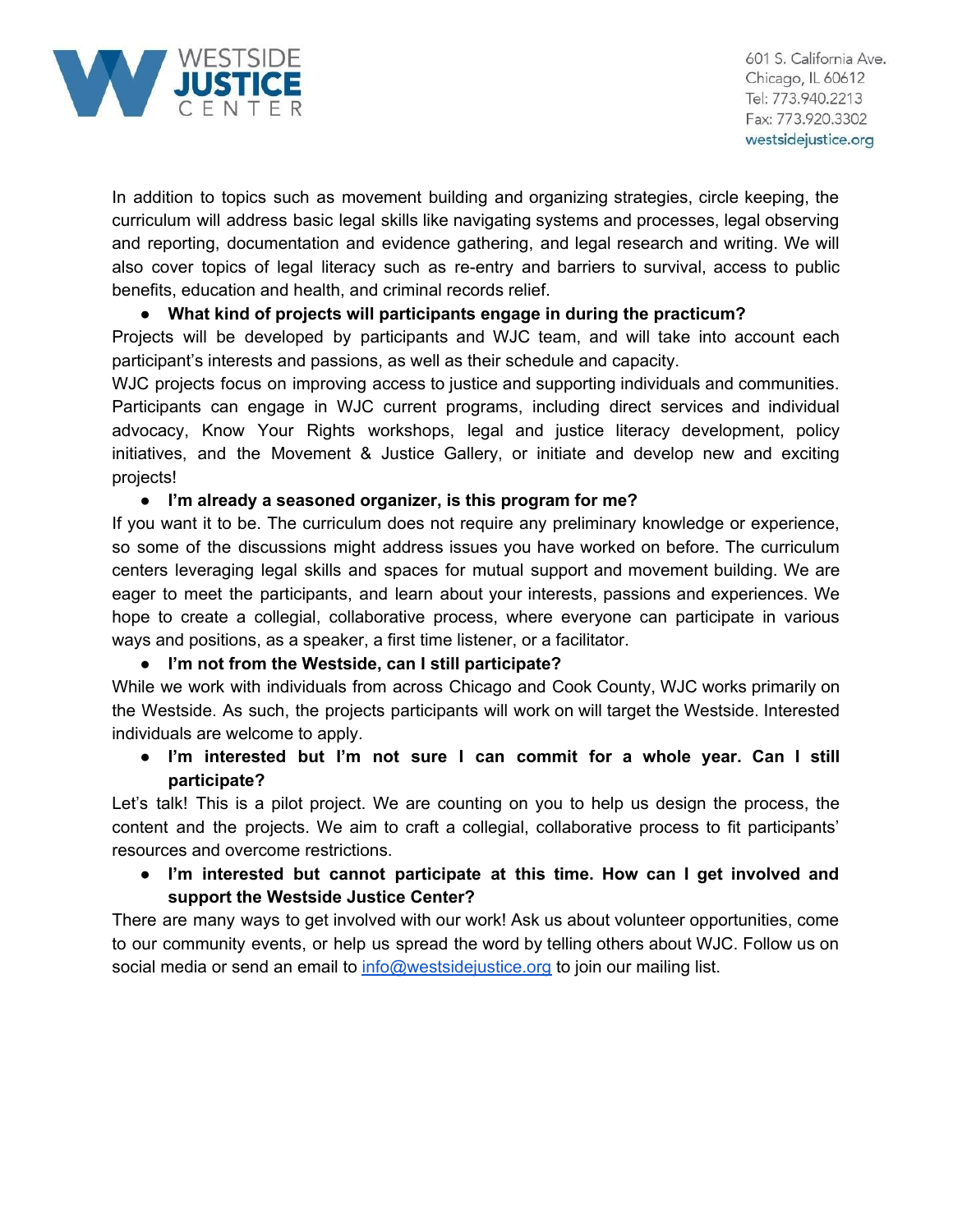In addition to topics such as movement building and organizing strategies, circle keeping, the curriculum will address basic legal skills like navigating systems and processes, legal observing and reporting, documentation and evidence gathering, and legal research and writing. We will also cover topics of legal literacy such as re-entry and barriers to survival, access to public benefits, education and health, and criminal records relief.

- **What kind of projects will participants engage in during the practicum?**

Projects will be developed by participants and WJC team, and will take into account each participant's interests and passions, as well as their schedule and capacity.

WJC projects focus on improving access to justice and supporting individuals and communities. Participants can engage in WJC current programs, including direct services and individual advocacy, Know Your Rights workshops, legal and justice literacy development, policy initiatives, and the Movement & Justice Gallery, or initiate and develop new and exciting projects!

- **I'm already a seasoned organizer, is this program for me?**

If you want it to be. The curriculum does not require any preliminary knowledge or experience, so some of the discussions might address issues you have worked on before. The curriculum centers leveraging legal skills and spaces for mutual support and movement building. We are eager to meet the participants, and learn about your interests, passions and experiences. We hope to create a collegial, collaborative process, where everyone can participate in various ways and positions, as a speaker, a first time listener, or a facilitator.

- **I'm not from the Westside, can I still participate?**

While we work with individuals from across Chicago and Cook County, WJC works primarily on the Westside. As such, the projects participants will work on will target the Westside. Interested individuals are welcome to apply.

- **I'm interested but I'm not sure I can commit for a whole year. Can I still participate?**

Let's talk! This is a pilot project. We are counting on you to help us design the process, the content and the projects. We aim to craft a collegial, collaborative process to fit participants' resources and overcome restrictions.

- **I'm interested but cannot participate at this time. How can I get involved and support the Westside Justice Center?**

There are many ways to get involved with our work! Ask us about volunteer opportunities, come to our community events, or help us spread the word by telling others about WJC. Follow us on social media or send an email to info@westsidejustice.org to join our mailing list.